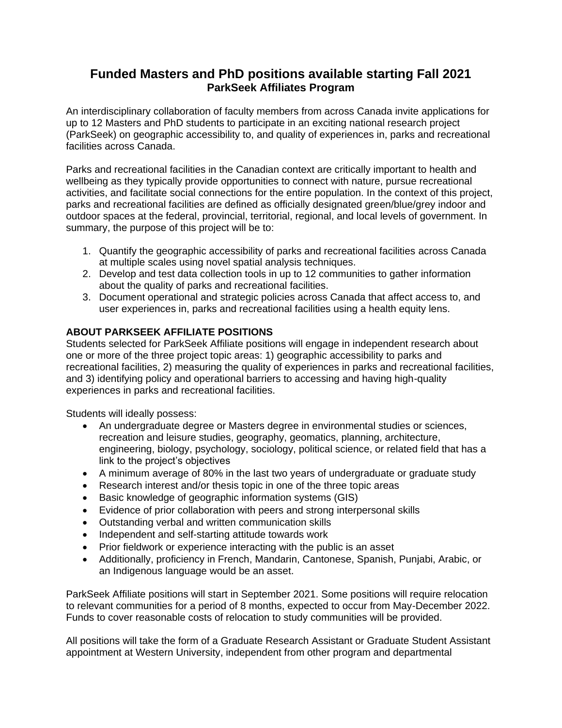# Funded Masters and PhD positions available starting Fall 2021

## ParkSeek Affiliates Program

An interdisciplinary collaboration of faculty members from across Canada invite applications for up to 12 Masters and PhD students to participate in an exciting national research project (ParkSeek) on geographic accessibility to, and quality of experiences in, parks and recreational facilities across Canada.

Parks and recreational facilities in the Canadian context are critically important to health and wellbeing as they typically provide opportunities to connect with nature, pursue recreational activities, and facilitate social connections for the entire population. In the context of this project, parks and recreational facilities are defined as officially designated green/blue/grey indoor and outdoor spaces at the federal, provincial, territorial, regional, and local levels of government. In summary, the purpose of this project will be to:

1. Quantify the geographic accessibility of parks and recreational facilities across Canada at multiple scales using novel spatial analysis techniques.
2. Develop and test data collection tools in up to 12 communities to gather information about the quality of parks and recreational facilities.
3. Document operational and strategic policies across Canada that affect access to, and user experiences in, parks and recreational facilities using a health equity lens.

**ABOUT PARKSEEK AFFILIATE POSITIONS**

Students selected for ParkSeek Affiliate positions will engage in independent research about one or more of the three project topic areas: 1) geographic accessibility to parks and recreational facilities, 2) measuring the quality of experiences in parks and recreational facilities, and 3) identifying policy and operational barriers to accessing and having high-quality experiences in parks and recreational facilities.

Students will ideally possess:

- An undergraduate degree or Masters degree in environmental studies or sciences, recreation and leisure studies, geography, geomatics, planning, architecture, engineering, biology, psychology, sociology, political science, or related field that has a link to the project's objectives
- A minimum average of 80% in the last two years of undergraduate or graduate study
- Research interest and/or thesis topic in one of the three topic areas
- Basic knowledge of geographic information systems (GIS)
- Evidence of prior collaboration with peers and strong interpersonal skills
- Outstanding verbal and written communication skills
- Independent and self-starting attitude towards work
- Prior fieldwork or experience interacting with the public is an asset
- Additionally, proficiency in French, Mandarin, Cantonese, Spanish, Punjabi, Arabic, or an Indigenous language would be an asset.

ParkSeek Affiliate positions will start in September 2021. Some positions will require relocation to relevant communities for a period of 8 months, expected to occur from May-December 2022. Funds to cover reasonable costs of relocation to study communities will be provided.

All positions will take the form of a Graduate Research Assistant or Graduate Student Assistant appointment at Western University, independent from other program and departmental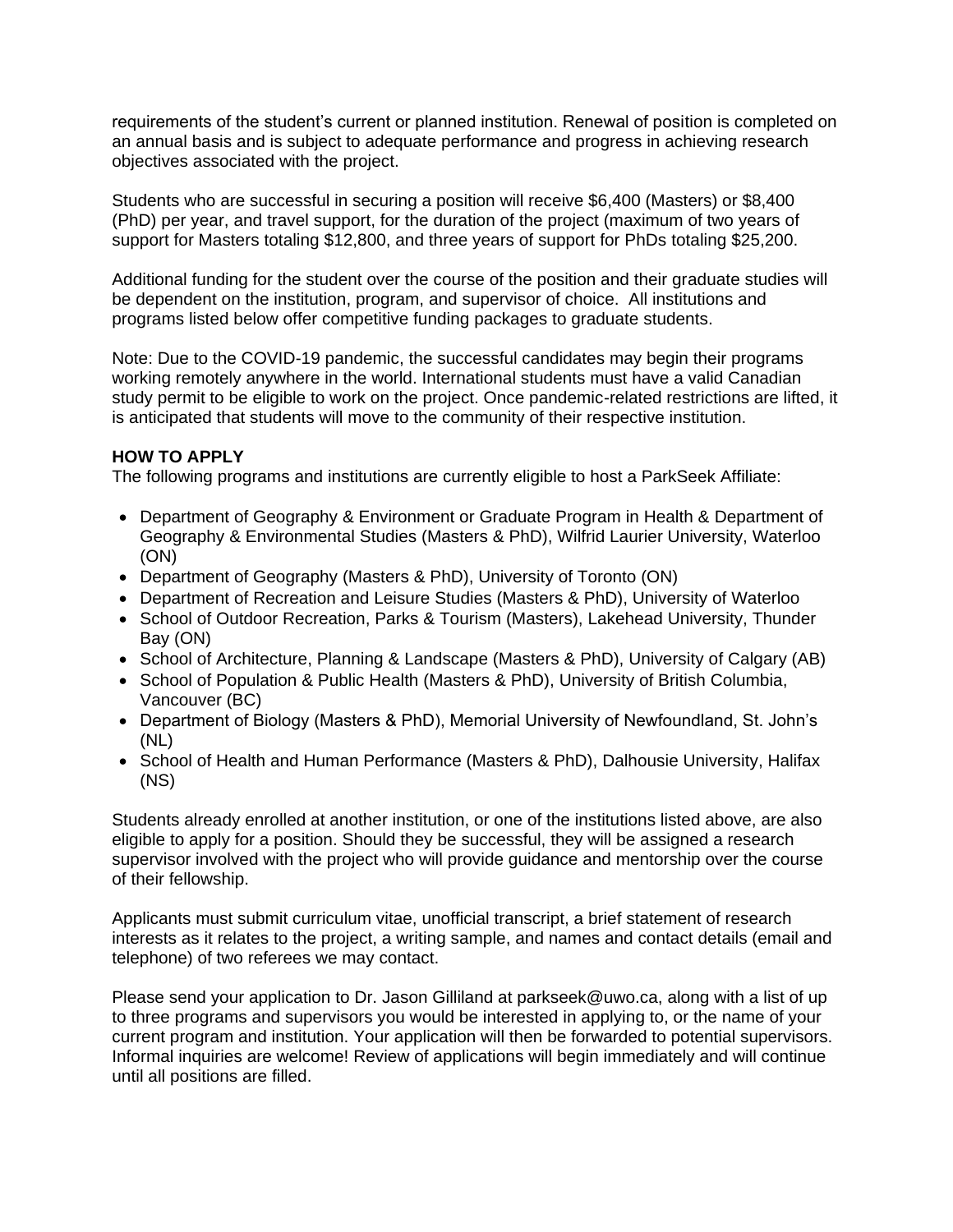requirements of the student's current or planned institution. Renewal of position is completed on an annual basis and is subject to adequate performance and progress in achieving research objectives associated with the project.

Students who are successful in securing a position will receive $6,400 (Masters) or $8,400 (PhD) per year, and travel support, for the duration of the project (maximum of two years of support for Masters totaling $12,800, and three years of support for PhDs totaling $25,200.

Additional funding for the student over the course of the position and their graduate studies will be dependent on the institution, program, and supervisor of choice. All institutions and programs listed below offer competitive funding packages to graduate students.

Note: Due to the COVID-19 pandemic, the successful candidates may begin their programs working remotely anywhere in the world. International students must have a valid Canadian study permit to be eligible to work on the project. Once pandemic-related restrictions are lifted, it is anticipated that students will move to the community of their respective institution.

**HOW TO APPLY**

The following programs and institutions are currently eligible to host a ParkSeek Affiliate:

- Department of Geography & Environment or Graduate Program in Health & Department of Geography & Environmental Studies (Masters & PhD), Wilfrid Laurier University, Waterloo (ON)
- Department of Geography (Masters & PhD), University of Toronto (ON)
- Department of Recreation and Leisure Studies (Masters & PhD), University of Waterloo
- School of Outdoor Recreation, Parks & Tourism (Masters), Lakehead University, Thunder Bay (ON)
- School of Architecture, Planning & Landscape (Masters & PhD), University of Calgary (AB)
- School of Population & Public Health (Masters & PhD), University of British Columbia, Vancouver (BC)
- Department of Biology (Masters & PhD), Memorial University of Newfoundland, St. John's (NL)
- School of Health and Human Performance (Masters & PhD), Dalhousie University, Halifax (NS)

Students already enrolled at another institution, or one of the institutions listed above, are also eligible to apply for a position. Should they be successful, they will be assigned a research supervisor involved with the project who will provide guidance and mentorship over the course of their fellowship.

Applicants must submit curriculum vitae, unofficial transcript, a brief statement of research interests as it relates to the project, a writing sample, and names and contact details (email and telephone) of two referees we may contact.

Please send your application to Dr. Jason Gilliland at parkseek@uwo.ca, along with a list of up to three programs and supervisors you would be interested in applying to, or the name of your current program and institution. Your application will then be forwarded to potential supervisors. Informal inquiries are welcome! Review of applications will begin immediately and will continue until all positions are filled.